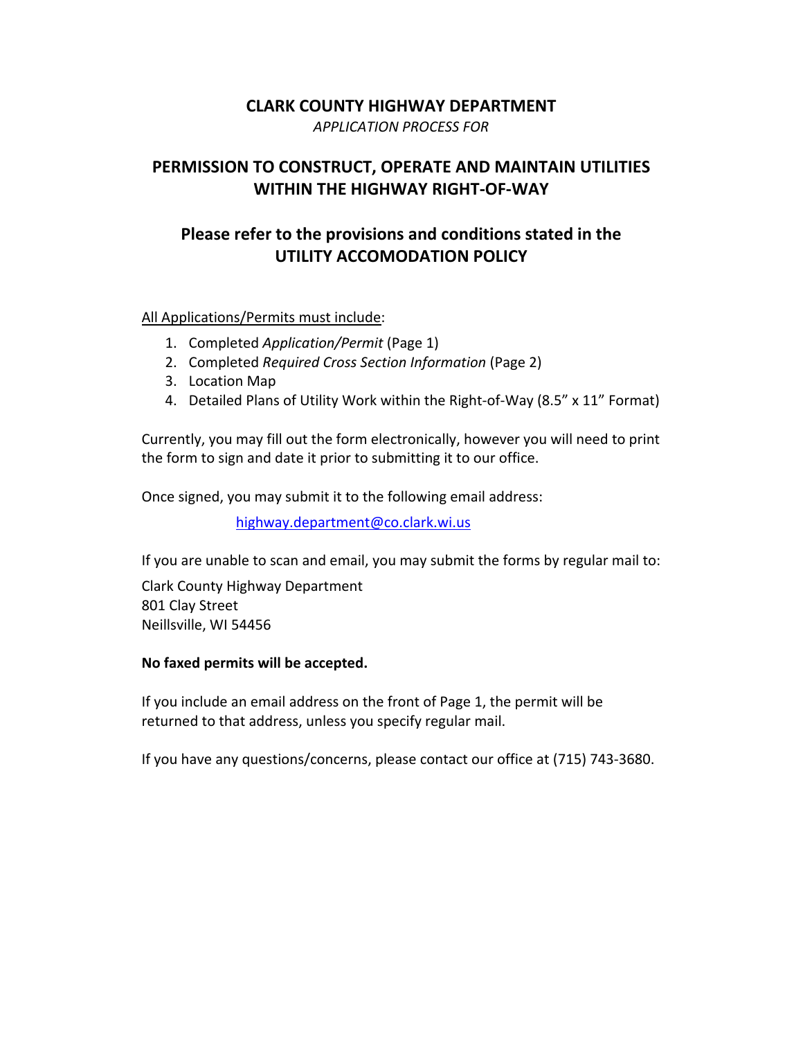# CLARK COUNTY HIGHWAY DEPARTMENT

*APPLICATION PROCESS FOR*

## PERMISSION TO CONSTRUCT, OPERATE AND MAINTAIN UTILITIES WITHIN THE HIGHWAY RIGHT-OF-WAY

## Please refer to the provisions and conditions stated in the UTILITY ACCOMODATION POLICY

All Applications/Permits must include:

1. Completed *Application/Permit* (Page 1)
2. Completed *Required Cross Section Information* (Page 2)
3. Location Map
4. Detailed Plans of Utility Work within the Right-of-Way (8.5" x 11" Format)

Currently, you may fill out the form electronically, however you will need to print the form to sign and date it prior to submitting it to our office.

Once signed, you may submit it to the following email address:

highway.department@co.clark.wi.us

If you are unable to scan and email, you may submit the forms by regular mail to:

Clark County Highway Department
801 Clay Street
Neillsville, WI 54456

**No faxed permits will be accepted.**

If you include an email address on the front of Page 1, the permit will be returned to that address, unless you specify regular mail.

If you have any questions/concerns, please contact our office at (715) 743-3680.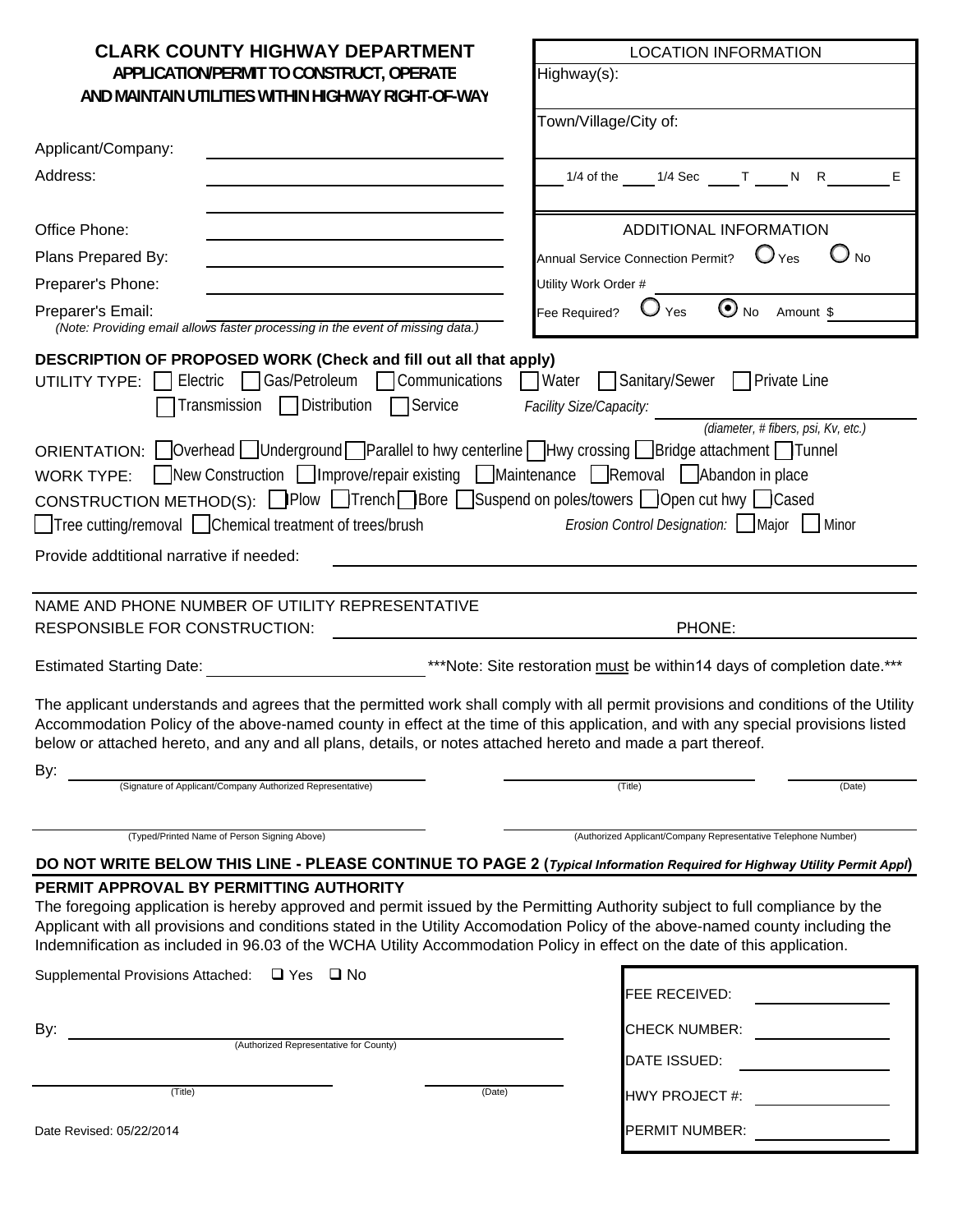# CLARK COUNTY HIGHWAY DEPARTMENT

## APPLICATION/PERMIT TO CONSTRUCT, OPERATE AND MAINTAIN UTILITIES WITHIN HIGHWAY RIGHT-OF-WAY

**LOCATION INFORMATION**

Highway(s):

Town/Village/City of:

\_\_\_ 1/4 of the \_\_\_ 1/4 Sec \_\_\_ T \_\_\_ N R \_\_\_ E

Applicant/Company:

Address:

Office Phone:

Plans Prepared By:

Preparer's Phone:

Preparer's Email:

*(Note: Providing email allows faster processing in the event of missing data.)*

**ADDITIONAL INFORMATION**

Annual Service Connection Permit? ○ Yes ○ No

Utility Work Order #

Fee Required? ○ Yes ◉ No Amount $

**DESCRIPTION OF PROPOSED WORK (Check and fill out all that apply)**

UTILITY TYPE: ☐ Electric ☐ Gas/Petroleum ☐ Communications ☐ Water ☐ Sanitary/Sewer ☐ Private Line

☐ Transmission ☐ Distribution ☐ Service

*Facility Size/Capacity:* \_\_\_\_\_\_\_\_ *(diameter, # fibers, psi, Kv, etc.)*

ORIENTATION: ☐ Overhead ☐ Underground ☐ Parallel to hwy centerline ☐ Hwy crossing ☐ Bridge attachment ☐ Tunnel

WORK TYPE: ☐ New Construction ☐ Improve/repair existing ☐ Maintenance ☐ Removal ☐ Abandon in place

CONSTRUCTION METHOD(S): ☐ Plow ☐ Trench ☐ Bore ☐ Suspend on poles/towers ☐ Open cut hwy ☐ Cased

☐ Tree cutting/removal ☐ Chemical treatment of trees/brush

*Erosion Control Designation:* ☐ Major ☐ Minor

Provide addtitional narrative if needed:

NAME AND PHONE NUMBER OF UTILITY REPRESENTATIVE RESPONSIBLE FOR CONSTRUCTION: \_\_\_\_\_\_\_\_ PHONE:

Estimated Starting Date: \_\_\_\_\_\_\_\_ ***Note: Site restoration must be within14 days of completion date.***

The applicant understands and agrees that the permitted work shall comply with all permit provisions and conditions of the Utility Accommodation Policy of the above-named county in effect at the time of this application, and with any special provisions listed below or attached hereto, and any and all plans, details, or notes attached hereto and made a part thereof.

By: \_\_\_\_\_\_\_\_ (Signature of Applicant/Company Authorized Representative) \_\_\_\_\_\_\_\_ (Title) \_\_\_\_\_\_\_\_ (Date)

\_\_\_\_\_\_\_\_ (Typed/Printed Name of Person Signing Above) \_\_\_\_\_\_\_\_ (Authorized Applicant/Company Representative Telephone Number)

**DO NOT WRITE BELOW THIS LINE - PLEASE CONTINUE TO PAGE 2 (*Typical Information Required for Highway Utility Permit Appl*)**

**PERMIT APPROVAL BY PERMITTING AUTHORITY**

The foregoing application is hereby approved and permit issued by the Permitting Authority subject to full compliance by the Applicant with all provisions and conditions stated in the Utility Accomodation Policy of the above-named county including the Indemnification as included in 96.03 of the WCHA Utility Accommodation Policy in effect on the date of this application.

Supplemental Provisions Attached: ☐ Yes ☐ No

By: \_\_\_\_\_\_\_\_ (Authorized Representative for County)

\_\_\_\_\_\_\_\_ (Title) \_\_\_\_\_\_\_\_ (Date)

FEE RECEIVED:

CHECK NUMBER:

DATE ISSUED:

HWY PROJECT #:

PERMIT NUMBER:

Date Revised: 05/22/2014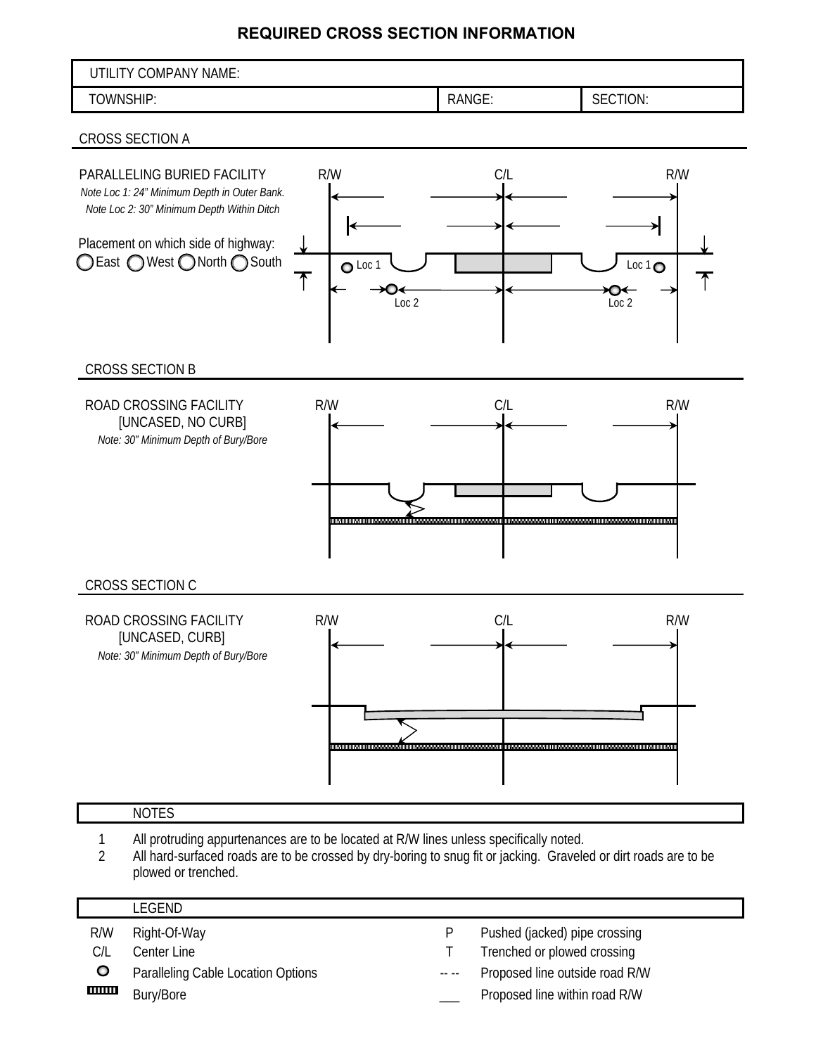## REQUIRED CROSS SECTION INFORMATION

| | | |
|---|---|---|
| UTILITY COMPANY NAME: | | |
| TOWNSHIP: | RANGE: | SECTION: |

### CROSS SECTION A

PARALLELING BURIED FACILITY

*Note Loc 1: 24" Minimum Depth in Outer Bank.*

*Note Loc 2: 30" Minimum Depth Within Ditch*

Placement on which side of highway:

◯ East ◯ West ◯ North ◯ South

R/W
C/L
R/W
Loc 1
Loc 1
Loc 2
Loc 2

### CROSS SECTION B

ROAD CROSSING FACILITY
[UNCASED, NO CURB]

*Note: 30" Minimum Depth of Bury/Bore*

R/W
C/L
R/W

### CROSS SECTION C

ROAD CROSSING FACILITY
[UNCASED, CURB]

*Note: 30" Minimum Depth of Bury/Bore*

R/W
C/L
R/W

### NOTES

1. All protruding appurtenances are to be located at R/W lines unless specifically noted.
2. All hard-surfaced roads are to be crossed by dry-boring to snug fit or jacking. Graveled or dirt roads are to be plowed or trenched.

### LEGEND

| | | | |
|---|---|---|---|
| R/W | Right-Of-Way | P | Pushed (jacked) pipe crossing |
| C/L | Center Line | T | Trenched or plowed crossing |
| O | Paralleling Cable Location Options | -- -- | Proposed line outside road R/W |
| ▥ | Bury/Bore | ___ | Proposed line within road R/W |